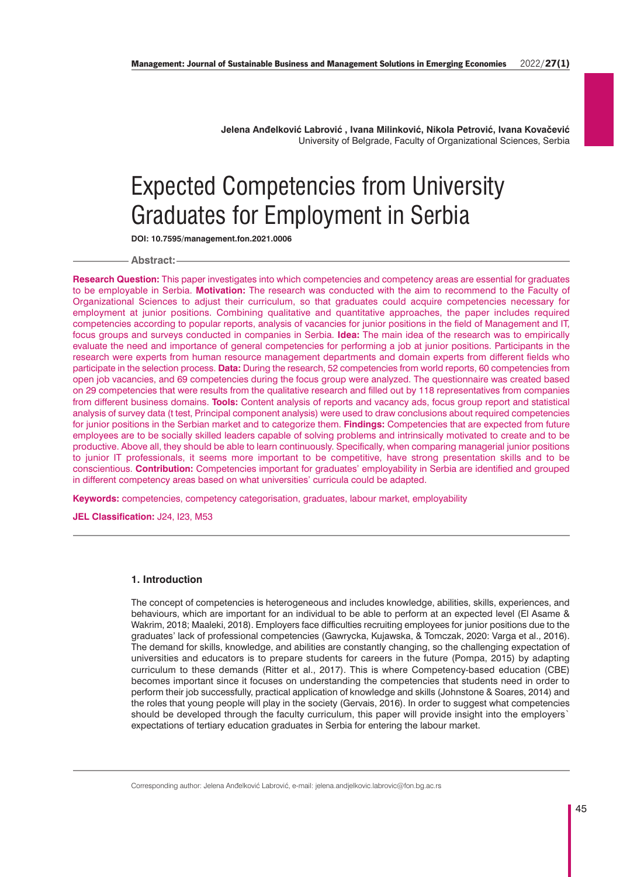**Jelena Anđelković Labrović , Ivana Milinković, Nikola Petrović, Ivana Kovačević**
University of Belgrade, Faculty of Organizational Sciences, Serbia

# Expected Competencies from University Graduates for Employment in Serbia

**DOI: 10.7595/management.fon.2021.0006**

## Abstract:

**Research Question:** This paper investigates into which competencies and competency areas are essential for graduates to be employable in Serbia. **Motivation:** The research was conducted with the aim to recommend to the Faculty of Organizational Sciences to adjust their curriculum, so that graduates could acquire competencies necessary for employment at junior positions. Combining qualitative and quantitative approaches, the paper includes required competencies according to popular reports, analysis of vacancies for junior positions in the field of Management and IT, focus groups and surveys conducted in companies in Serbia. **Idea:** The main idea of the research was to empirically evaluate the need and importance of general competencies for performing a job at junior positions. Participants in the research were experts from human resource management departments and domain experts from different fields who participate in the selection process. **Data:** During the research, 52 competencies from world reports, 60 competencies from open job vacancies, and 69 competencies during the focus group were analyzed. The questionnaire was created based on 29 competencies that were results from the qualitative research and filled out by 118 representatives from companies from different business domains. **Tools:** Content analysis of reports and vacancy ads, focus group report and statistical analysis of survey data (t test, Principal component analysis) were used to draw conclusions about required competencies for junior positions in the Serbian market and to categorize them. **Findings:** Competencies that are expected from future employees are to be socially skilled leaders capable of solving problems and intrinsically motivated to create and to be productive. Above all, they should be able to learn continuously. Specifically, when comparing managerial junior positions to junior IT professionals, it seems more important to be competitive, have strong presentation skills and to be conscientious. **Contribution:** Competencies important for graduates' employability in Serbia are identified and grouped in different competency areas based on what universities' curricula could be adapted.

**Keywords:** competencies, competency categorisation, graduates, labour market, employability

**JEL Classification:** J24, I23, M53

## 1. Introduction

The concept of competencies is heterogeneous and includes knowledge, abilities, skills, experiences, and behaviours, which are important for an individual to be able to perform at an expected level (El Asame & Wakrim, 2018; Maaleki, 2018). Employers face difficulties recruiting employees for junior positions due to the graduates' lack of professional competencies (Gawrycka, Kujawska, & Tomczak, 2020: Varga et al., 2016). The demand for skills, knowledge, and abilities are constantly changing, so the challenging expectation of universities and educators is to prepare students for careers in the future (Pompa, 2015) by adapting curriculum to these demands (Ritter et al., 2017). This is where Competency-based education (CBE) becomes important since it focuses on understanding the competencies that students need in order to perform their job successfully, practical application of knowledge and skills (Johnstone & Soares, 2014) and the roles that young people will play in the society (Gervais, 2016). In order to suggest what competencies should be developed through the faculty curriculum, this paper will provide insight into the employers` expectations of tertiary education graduates in Serbia for entering the labour market.

Corresponding author: Jelena Anđelković Labrović, e-mail: jelena.andjelkovic.labrovic@fon.bg.ac.rs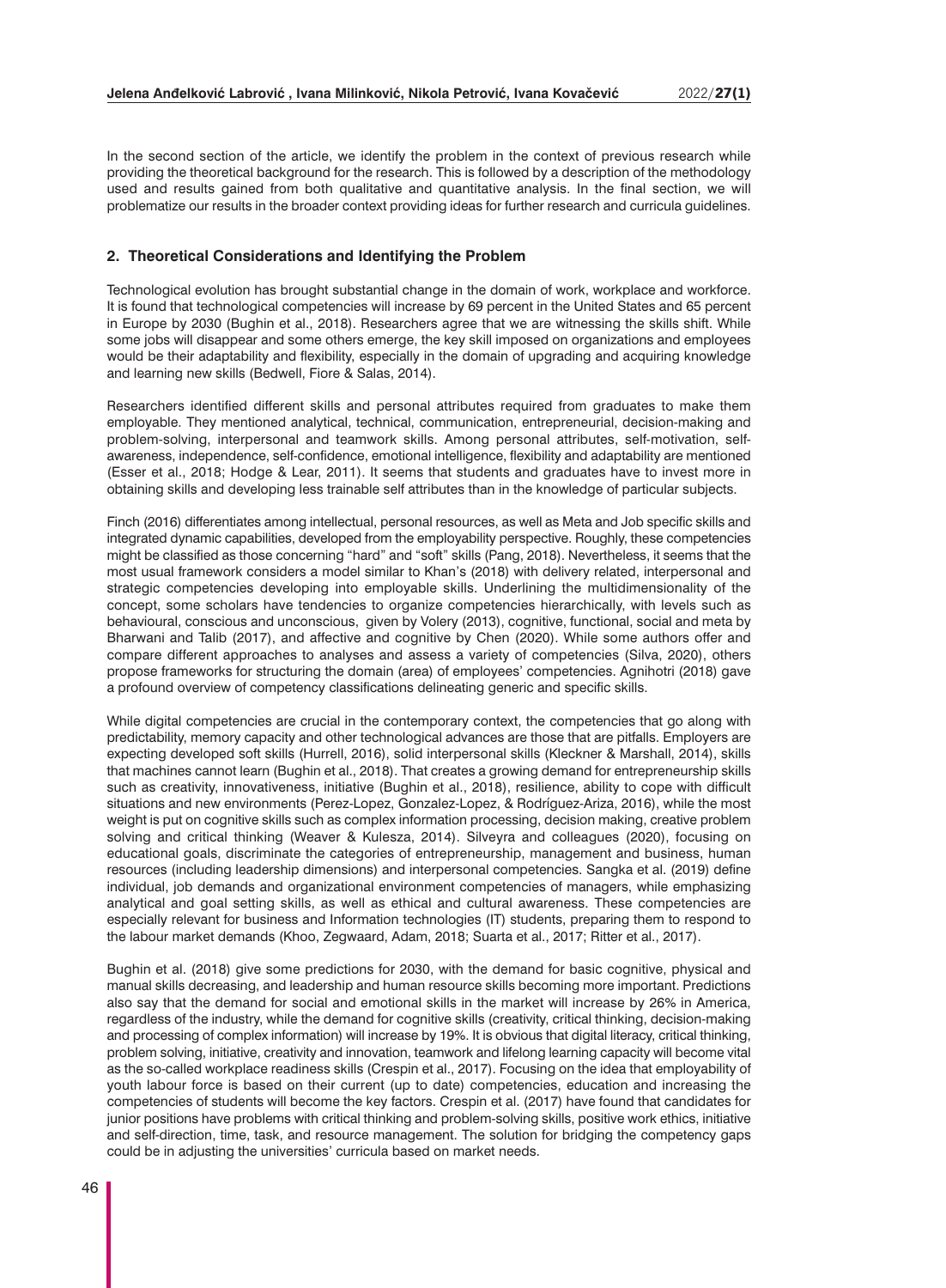In the second section of the article, we identify the problem in the context of previous research while providing the theoretical background for the research. This is followed by a description of the methodology used and results gained from both qualitative and quantitative analysis. In the final section, we will problematize our results in the broader context providing ideas for further research and curricula guidelines.

## 2. Theoretical Considerations and Identifying the Problem

Technological evolution has brought substantial change in the domain of work, workplace and workforce. It is found that technological competencies will increase by 69 percent in the United States and 65 percent in Europe by 2030 (Bughin et al., 2018). Researchers agree that we are witnessing the skills shift. While some jobs will disappear and some others emerge, the key skill imposed on organizations and employees would be their adaptability and flexibility, especially in the domain of upgrading and acquiring knowledge and learning new skills (Bedwell, Fiore & Salas, 2014).

Researchers identified different skills and personal attributes required from graduates to make them employable. They mentioned analytical, technical, communication, entrepreneurial, decision-making and problem-solving, interpersonal and teamwork skills. Among personal attributes, self-motivation, self-awareness, independence, self-confidence, emotional intelligence, flexibility and adaptability are mentioned (Esser et al., 2018; Hodge & Lear, 2011). It seems that students and graduates have to invest more in obtaining skills and developing less trainable self attributes than in the knowledge of particular subjects.

Finch (2016) differentiates among intellectual, personal resources, as well as Meta and Job specific skills and integrated dynamic capabilities, developed from the employability perspective. Roughly, these competencies might be classified as those concerning "hard" and "soft" skills (Pang, 2018). Nevertheless, it seems that the most usual framework considers a model similar to Khan's (2018) with delivery related, interpersonal and strategic competencies developing into employable skills. Underlining the multidimensionality of the concept, some scholars have tendencies to organize competencies hierarchically, with levels such as behavioural, conscious and unconscious, given by Volery (2013), cognitive, functional, social and meta by Bharwani and Talib (2017), and affective and cognitive by Chen (2020). While some authors offer and compare different approaches to analyses and assess a variety of competencies (Silva, 2020), others propose frameworks for structuring the domain (area) of employees' competencies. Agnihotri (2018) gave a profound overview of competency classifications delineating generic and specific skills.

While digital competencies are crucial in the contemporary context, the competencies that go along with predictability, memory capacity and other technological advances are those that are pitfalls. Employers are expecting developed soft skills (Hurrell, 2016), solid interpersonal skills (Kleckner & Marshall, 2014), skills that machines cannot learn (Bughin et al., 2018). That creates a growing demand for entrepreneurship skills such as creativity, innovativeness, initiative (Bughin et al., 2018), resilience, ability to cope with difficult situations and new environments (Perez-Lopez, Gonzalez-Lopez, & Rodríguez-Ariza, 2016), while the most weight is put on cognitive skills such as complex information processing, decision making, creative problem solving and critical thinking (Weaver & Kulesza, 2014). Silveyra and colleagues (2020), focusing on educational goals, discriminate the categories of entrepreneurship, management and business, human resources (including leadership dimensions) and interpersonal competencies. Sangka et al. (2019) define individual, job demands and organizational environment competencies of managers, while emphasizing analytical and goal setting skills, as well as ethical and cultural awareness. These competencies are especially relevant for business and Information technologies (IT) students, preparing them to respond to the labour market demands (Khoo, Zegwaard, Adam, 2018; Suarta et al., 2017; Ritter et al., 2017).

Bughin et al. (2018) give some predictions for 2030, with the demand for basic cognitive, physical and manual skills decreasing, and leadership and human resource skills becoming more important. Predictions also say that the demand for social and emotional skills in the market will increase by 26% in America, regardless of the industry, while the demand for cognitive skills (creativity, critical thinking, decision-making and processing of complex information) will increase by 19%. It is obvious that digital literacy, critical thinking, problem solving, initiative, creativity and innovation, teamwork and lifelong learning capacity will become vital as the so-called workplace readiness skills (Crespin et al., 2017). Focusing on the idea that employability of youth labour force is based on their current (up to date) competencies, education and increasing the competencies of students will become the key factors. Crespin et al. (2017) have found that candidates for junior positions have problems with critical thinking and problem-solving skills, positive work ethics, initiative and self-direction, time, task, and resource management. The solution for bridging the competency gaps could be in adjusting the universities' curricula based on market needs.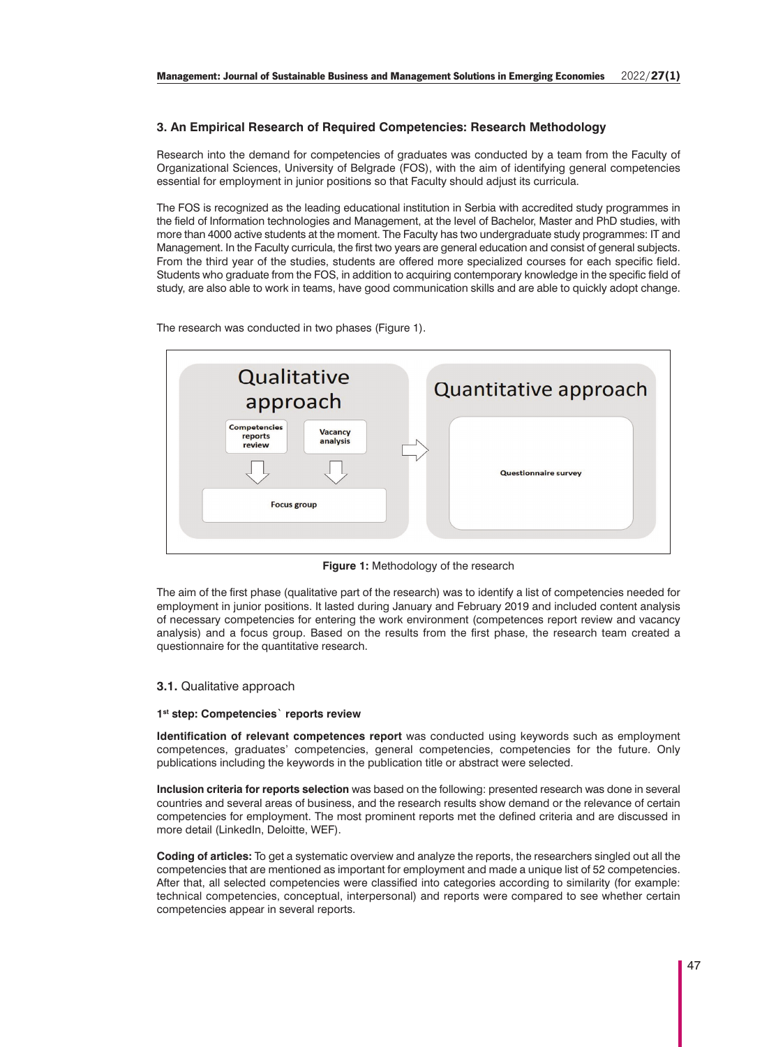## 3. An Empirical Research of Required Competencies: Research Methodology

Research into the demand for competencies of graduates was conducted by a team from the Faculty of Organizational Sciences, University of Belgrade (FOS), with the aim of identifying general competencies essential for employment in junior positions so that Faculty should adjust its curricula.

The FOS is recognized as the leading educational institution in Serbia with accredited study programmes in the field of Information technologies and Management, at the level of Bachelor, Master and PhD studies, with more than 4000 active students at the moment. The Faculty has two undergraduate study programmes: IT and Management. In the Faculty curricula, the first two years are general education and consist of general subjects. From the third year of the studies, students are offered more specialized courses for each specific field. Students who graduate from the FOS, in addition to acquiring contemporary knowledge in the specific field of study, are also able to work in teams, have good communication skills and are able to quickly adopt change.

The research was conducted in two phases (Figure 1).

Qualitative approach

Competencies reports review

Vacancy analysis

Focus group

Quantitative approach

Questionnaire survey

**Figure 1:** Methodology of the research

The aim of the first phase (qualitative part of the research) was to identify a list of competencies needed for employment in junior positions. It lasted during January and February 2019 and included content analysis of necessary competencies for entering the work environment (competences report review and vacancy analysis) and a focus group. Based on the results from the first phase, the research team created a questionnaire for the quantitative research.

### **3.1.** Qualitative approach

#### 1st step: Competencies` reports review

**Identification of relevant competences report** was conducted using keywords such as employment competences, graduates' competencies, general competencies, competencies for the future. Only publications including the keywords in the publication title or abstract were selected.

**Inclusion criteria for reports selection** was based on the following: presented research was done in several countries and several areas of business, and the research results show demand or the relevance of certain competencies for employment. The most prominent reports met the defined criteria and are discussed in more detail (LinkedIn, Deloitte, WEF).

**Coding of articles:** To get a systematic overview and analyze the reports, the researchers singled out all the competencies that are mentioned as important for employment and made a unique list of 52 competencies. After that, all selected competencies were classified into categories according to similarity (for example: technical competencies, conceptual, interpersonal) and reports were compared to see whether certain competencies appear in several reports.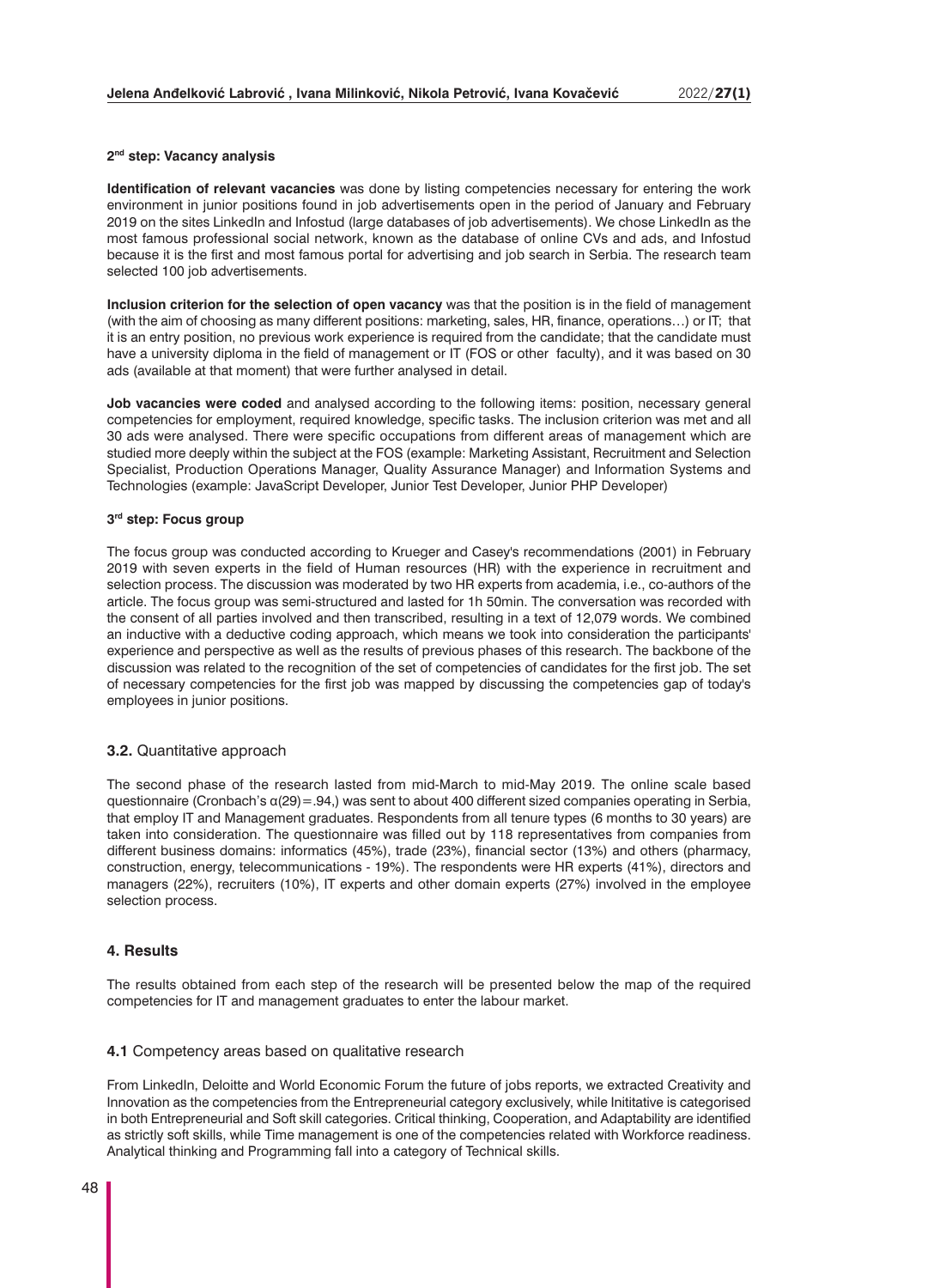### 2nd step: Vacancy analysis

**Identification of relevant vacancies** was done by listing competencies necessary for entering the work environment in junior positions found in job advertisements open in the period of January and February 2019 on the sites LinkedIn and Infostud (large databases of job advertisements). We chose LinkedIn as the most famous professional social network, known as the database of online CVs and ads, and Infostud because it is the first and most famous portal for advertising and job search in Serbia. The research team selected 100 job advertisements.

**Inclusion criterion for the selection of open vacancy** was that the position is in the field of management (with the aim of choosing as many different positions: marketing, sales, HR, finance, operations…) or IT; that it is an entry position, no previous work experience is required from the candidate; that the candidate must have a university diploma in the field of management or IT (FOS or other faculty), and it was based on 30 ads (available at that moment) that were further analysed in detail.

**Job vacancies were coded** and analysed according to the following items: position, necessary general competencies for employment, required knowledge, specific tasks. The inclusion criterion was met and all 30 ads were analysed. There were specific occupations from different areas of management which are studied more deeply within the subject at the FOS (example: Marketing Assistant, Recruitment and Selection Specialist, Production Operations Manager, Quality Assurance Manager) and Information Systems and Technologies (example: JavaScript Developer, Junior Test Developer, Junior PHP Developer)

### 3rd step: Focus group

The focus group was conducted according to Krueger and Casey's recommendations (2001) in February 2019 with seven experts in the field of Human resources (HR) with the experience in recruitment and selection process. The discussion was moderated by two HR experts from academia, i.e., co-authors of the article. The focus group was semi-structured and lasted for 1h 50min. The conversation was recorded with the consent of all parties involved and then transcribed, resulting in a text of 12,079 words. We combined an inductive with a deductive coding approach, which means we took into consideration the participants' experience and perspective as well as the results of previous phases of this research. The backbone of the discussion was related to the recognition of the set of competencies of candidates for the first job. The set of necessary competencies for the first job was mapped by discussing the competencies gap of today's employees in junior positions.

## 3.2. Quantitative approach

The second phase of the research lasted from mid-March to mid-May 2019. The online scale based questionnaire (Cronbach's $\alpha(29)=.94$,) was sent to about 400 different sized companies operating in Serbia, that employ IT and Management graduates. Respondents from all tenure types (6 months to 30 years) are taken into consideration. The questionnaire was filled out by 118 representatives from companies from different business domains: informatics (45%), trade (23%), financial sector (13%) and others (pharmacy, construction, energy, telecommunications - 19%). The respondents were HR experts (41%), directors and managers (22%), recruiters (10%), IT experts and other domain experts (27%) involved in the employee selection process.

# 4. Results

The results obtained from each step of the research will be presented below the map of the required competencies for IT and management graduates to enter the labour market.

## 4.1 Competency areas based on qualitative research

From LinkedIn, Deloitte and World Economic Forum the future of jobs reports, we extracted Creativity and Innovation as the competencies from the Entrepreneurial category exclusively, while Inititative is categorised in both Entrepreneurial and Soft skill categories. Critical thinking, Cooperation, and Adaptability are identified as strictly soft skills, while Time management is one of the competencies related with Workforce readiness. Analytical thinking and Programming fall into a category of Technical skills.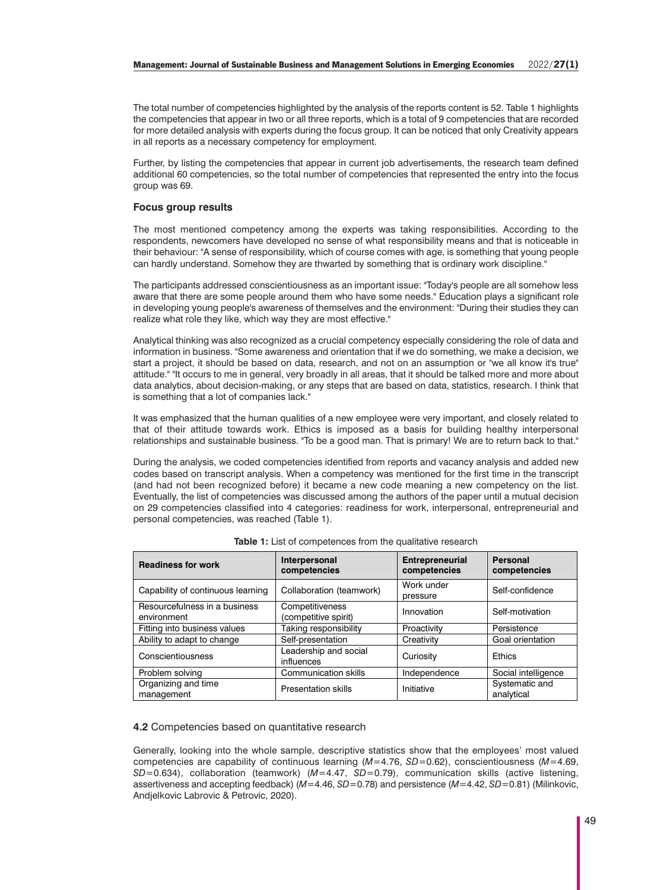The total number of competencies highlighted by the analysis of the reports content is 52. Table 1 highlights the competencies that appear in two or all three reports, which is a total of 9 competencies that are recorded for more detailed analysis with experts during the focus group. It can be noticed that only Creativity appears in all reports as a necessary competency for employment.

Further, by listing the competencies that appear in current job advertisements, the research team defined additional 60 competencies, so the total number of competencies that represented the entry into the focus group was 69.

### Focus group results

The most mentioned competency among the experts was taking responsibilities. According to the respondents, newcomers have developed no sense of what responsibility means and that is noticeable in their behaviour: "A sense of responsibility, which of course comes with age, is something that young people can hardly understand. Somehow they are thwarted by something that is ordinary work discipline."

The participants addressed conscientiousness as an important issue: "Today's people are all somehow less aware that there are some people around them who have some needs." Education plays a significant role in developing young people's awareness of themselves and the environment: "During their studies they can realize what role they like, which way they are most effective."

Analytical thinking was also recognized as a crucial competency especially considering the role of data and information in business. "Some awareness and orientation that if we do something, we make a decision, we start a project, it should be based on data, research, and not on an assumption or "we all know it's true" attitude." "It occurs to me in general, very broadly in all areas, that it should be talked more and more about data analytics, about decision-making, or any steps that are based on data, statistics, research. I think that is something that a lot of companies lack."

It was emphasized that the human qualities of a new employee were very important, and closely related to that of their attitude towards work. Ethics is imposed as a basis for building healthy interpersonal relationships and sustainable business. "To be a good man. That is primary! We are to return back to that."

During the analysis, we coded competencies identified from reports and vacancy analysis and added new codes based on transcript analysis. When a competency was mentioned for the first time in the transcript (and had not been recognized before) it became a new code meaning a new competency on the list. Eventually, the list of competencies was discussed among the authors of the paper until a mutual decision on 29 competencies classified into 4 categories: readiness for work, interpersonal, entrepreneurial and personal competencies, was reached (Table 1).

**Table 1:** List of competences from the qualitative research

| Readiness for work | Interpersonal competencies | Entrepreneurial competencies | Personal competencies |
|---|---|---|---|
| Capability of continuous learning | Collaboration (teamwork) | Work under pressure | Self-confidence |
| Resourcefulness in a business environment | Competitiveness (competitive spirit) | Innovation | Self-motivation |
| Fitting into business values | Taking responsibility | Proactivity | Persistence |
| Ability to adapt to change | Self-presentation | Creativity | Goal orientation |
| Conscientiousness | Leadership and social influences | Curiosity | Ethics |
| Problem solving | Communication skills | Independence | Social intelligence |
| Organizing and time management | Presentation skills | Initiative | Systematic and analytical |

### 4.2 Competencies based on quantitative research

Generally, looking into the whole sample, descriptive statistics show that the employees' most valued competencies are capability of continuous learning ($M=4.76$, $SD=0.62$), conscientiousness ($M=4.69$, $SD=0.634$), collaboration (teamwork) ($M=4.47$, $SD=0.79$), communication skills (active listening, assertiveness and accepting feedback) ($M=4.46$, $SD=0.78$) and persistence ($M=4.42$, $SD=0.81$) (Milinkovic, Andjelkovic Labrovic & Petrovic, 2020).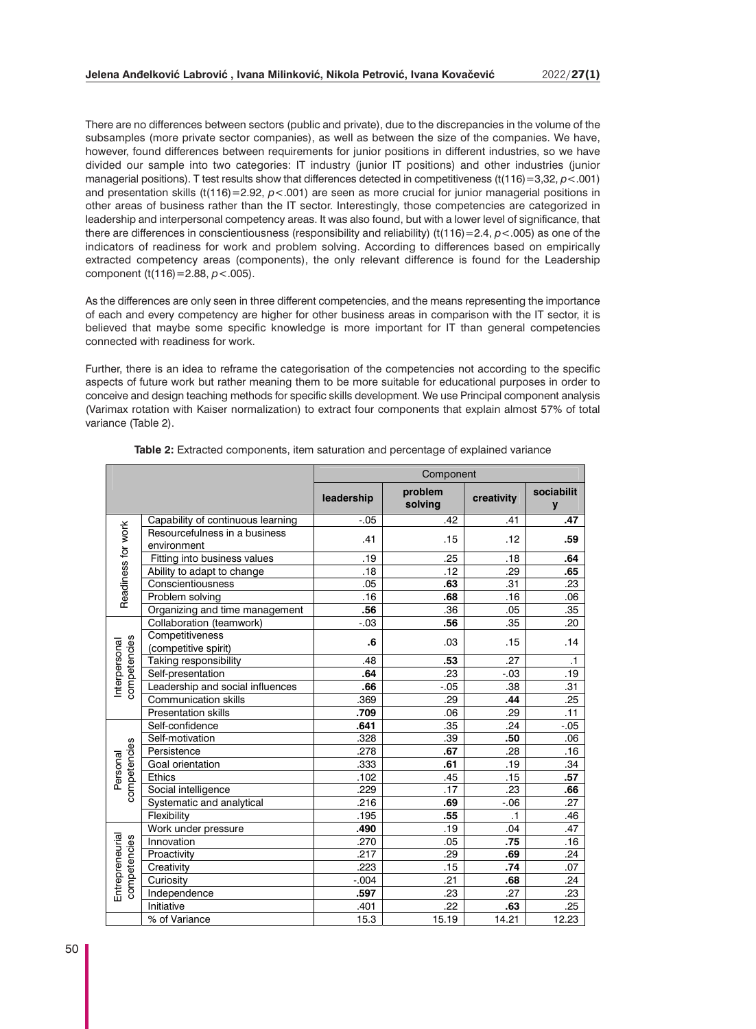There are no differences between sectors (public and private), due to the discrepancies in the volume of the subsamples (more private sector companies), as well as between the size of the companies. We have, however, found differences between requirements for junior positions in different industries, so we have divided our sample into two categories: IT industry (junior IT positions) and other industries (junior managerial positions). T test results show that differences detected in competitiveness ($t(116)=3,32$, $p<.001$) and presentation skills ($t(116)=2.92$, $p<.001$) are seen as more crucial for junior managerial positions in other areas of business rather than the IT sector. Interestingly, those competencies are categorized in leadership and interpersonal competency areas. It was also found, but with a lower level of significance, that there are differences in conscientiousness (responsibility and reliability) ($t(116)=2.4$, $p<.005$) as one of the indicators of readiness for work and problem solving. According to differences based on empirically extracted competency areas (components), the only relevant difference is found for the Leadership component ($t(116)=2.88$, $p<.005$).

As the differences are only seen in three different competencies, and the means representing the importance of each and every competency are higher for other business areas in comparison with the IT sector, it is believed that maybe some specific knowledge is more important for IT than general competencies connected with readiness for work.

Further, there is an idea to reframe the categorisation of the competencies not according to the specific aspects of future work but rather meaning them to be more suitable for educational purposes in order to conceive and design teaching methods for specific skills development. We use Principal component analysis (Varimax rotation with Kaiser normalization) to extract four components that explain almost 57% of total variance (Table 2).

**Table 2:** Extracted components, item saturation and percentage of explained variance

| | | Component | | | |
|---|---|---|---|---|---|
| | | **leadership** | **problem solving** | **creativity** | **sociability** |
| Readiness for work | Capability of continuous learning | -.05 | .42 | .41 | **.47** |
| | Resourcefulness in a business environment | .41 | .15 | .12 | **.59** |
| | Fitting into business values | .19 | .25 | .18 | **.64** |
| | Ability to adapt to change | .18 | .12 | .29 | **.65** |
| | Conscientiousness | .05 | **.63** | .31 | .23 |
| | Problem solving | .16 | **.68** | .16 | .06 |
| | Organizing and time management | **.56** | .36 | .05 | .35 |
| Interpersonal competencies | Collaboration (teamwork) | -.03 | **.56** | .35 | .20 |
| | Competitiveness (competitive spirit) | **.6** | .03 | .15 | .14 |
| | Taking responsibility | .48 | **.53** | .27 | .1 |
| | Self-presentation | **.64** | .23 | -.03 | .19 |
| | Leadership and social influences | **.66** | -.05 | .38 | .31 |
| | Communication skills | .369 | .29 | **.44** | .25 |
| | Presentation skills | **.709** | .06 | .29 | .11 |
| Personal competencies | Self-confidence | **.641** | .35 | .24 | -.05 |
| | Self-motivation | .328 | .39 | **.50** | .06 |
| | Persistence | .278 | **.67** | .28 | .16 |
| | Goal orientation | .333 | **.61** | .19 | .34 |
| | Ethics | .102 | .45 | .15 | **.57** |
| | Social intelligence | .229 | .17 | .23 | **.66** |
| | Systematic and analytical | .216 | **.69** | -.06 | .27 |
| | Flexibility | .195 | **.55** | .1 | .46 |
| Entrepreneurial competencies | Work under pressure | **.490** | .19 | .04 | .47 |
| | Innovation | .270 | .05 | **.75** | .16 |
| | Proactivity | .217 | .29 | **.69** | .24 |
| | Creativity | .223 | .15 | **.74** | .07 |
| | Curiosity | -.004 | .21 | **.68** | .24 |
| | Independence | **.597** | .23 | .27 | .23 |
| | Initiative | .401 | .22 | **.63** | .25 |
| | % of Variance | 15.3 | 15.19 | 14.21 | 12.23 |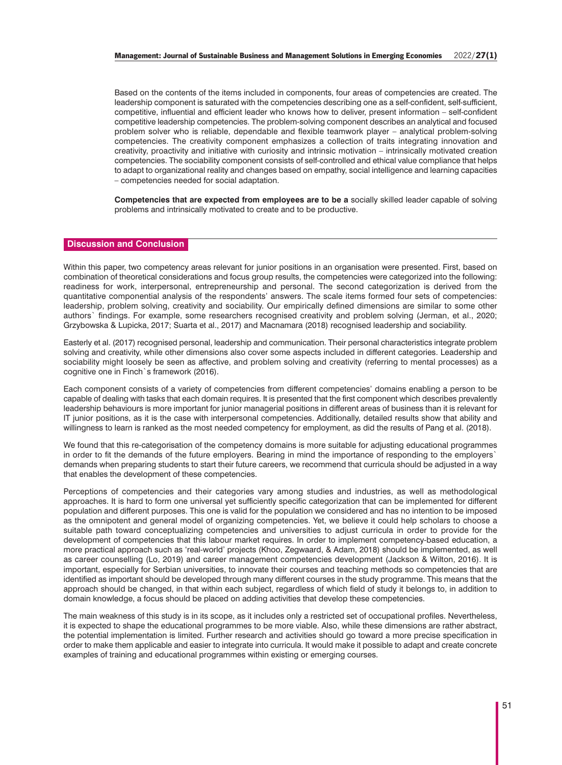Based on the contents of the items included in components, four areas of competencies are created. The leadership component is saturated with the competencies describing one as a self-confident, self-sufficient, competitive, influential and efficient leader who knows how to deliver, present information – self-confident competitive leadership competencies. The problem-solving component describes an analytical and focused problem solver who is reliable, dependable and flexible teamwork player – analytical problem-solving competencies. The creativity component emphasizes a collection of traits integrating innovation and creativity, proactivity and initiative with curiosity and intrinsic motivation – intrinsically motivated creation competencies. The sociability component consists of self-controlled and ethical value compliance that helps to adapt to organizational reality and changes based on empathy, social intelligence and learning capacities – competencies needed for social adaptation.

**Competencies that are expected from employees are to be a** socially skilled leader capable of solving problems and intrinsically motivated to create and to be productive.

## Discussion and Conclusion

Within this paper, two competency areas relevant for junior positions in an organisation were presented. First, based on combination of theoretical considerations and focus group results, the competencies were categorized into the following: readiness for work, interpersonal, entrepreneurship and personal. The second categorization is derived from the quantitative componential analysis of the respondents' answers. The scale items formed four sets of competencies: leadership, problem solving, creativity and sociability. Our empirically defined dimensions are similar to some other authors` findings. For example, some researchers recognised creativity and problem solving (Jerman, et al., 2020; Grzybowska & Lupicka, 2017; Suarta et al., 2017) and Macnamara (2018) recognised leadership and sociability.

Easterly et al. (2017) recognised personal, leadership and communication. Their personal characteristics integrate problem solving and creativity, while other dimensions also cover some aspects included in different categories. Leadership and sociability might loosely be seen as affective, and problem solving and creativity (referring to mental processes) as a cognitive one in Finch`s framework (2016).

Each component consists of a variety of competencies from different competencies' domains enabling a person to be capable of dealing with tasks that each domain requires. It is presented that the first component which describes prevalently leadership behaviours is more important for junior managerial positions in different areas of business than it is relevant for IT junior positions, as it is the case with interpersonal competencies. Additionally, detailed results show that ability and willingness to learn is ranked as the most needed competency for employment, as did the results of Pang et al. (2018).

We found that this re-categorisation of the competency domains is more suitable for adjusting educational programmes in order to fit the demands of the future employers. Bearing in mind the importance of responding to the employers` demands when preparing students to start their future careers, we recommend that curricula should be adjusted in a way that enables the development of these competencies.

Perceptions of competencies and their categories vary among studies and industries, as well as methodological approaches. It is hard to form one universal yet sufficiently specific categorization that can be implemented for different population and different purposes. This one is valid for the population we considered and has no intention to be imposed as the omnipotent and general model of organizing competencies. Yet, we believe it could help scholars to choose a suitable path toward conceptualizing competencies and universities to adjust curricula in order to provide for the development of competencies that this labour market requires. In order to implement competency-based education, a more practical approach such as 'real-world' projects (Khoo, Zegwaard, & Adam, 2018) should be implemented, as well as career counselling (Lo, 2019) and career management competencies development (Jackson & Wilton, 2016). It is important, especially for Serbian universities, to innovate their courses and teaching methods so competencies that are identified as important should be developed through many different courses in the study programme. This means that the approach should be changed, in that within each subject, regardless of which field of study it belongs to, in addition to domain knowledge, a focus should be placed on adding activities that develop these competencies.

The main weakness of this study is in its scope, as it includes only a restricted set of occupational profiles. Nevertheless, it is expected to shape the educational programmes to be more viable. Also, while these dimensions are rather abstract, the potential implementation is limited. Further research and activities should go toward a more precise specification in order to make them applicable and easier to integrate into curricula. It would make it possible to adapt and create concrete examples of training and educational programmes within existing or emerging courses.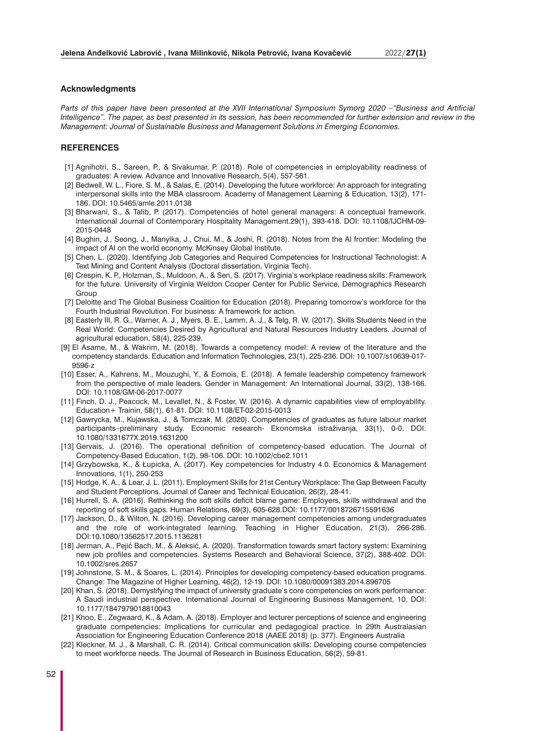### Acknowledgments

*Parts of this paper have been presented at the XVII International Symposium Symorg 2020 –"Business and Artificial Intelligence". The paper, as best presented in its session, has been recommended for further extension and review in the Management: Journal of Sustainable Business and Management Solutions in Emerging Economies.*

## REFERENCES

[1] Agnihotri, S., Sareen, P., & Sivakumar, P. (2018). Role of competencies in employability readiness of graduates: A review. Advance and Innovative Research, 5(4), 557-561.

[2] Bedwell, W. L., Fiore, S. M., & Salas, E. (2014). Developing the future workforce: An approach for integrating interpersonal skills into the MBA classroom. Academy of Management Learning & Education, 13(2), 171-186. DOI: 10.5465/amle.2011.0138

[3] Bharwani, S., & Talib, P. (2017). Competencies of hotel general managers: A conceptual framework. International Journal of Contemporary Hospitality Management.29(1), 393-418. DOI: 10.1108/IJCHM-09-2015-0448

[4] Bughin, J., Seong, J., Manyika, J., Chui, M., & Joshi, R. (2018). Notes from the AI frontier: Modeling the impact of AI on the world economy. McKinsey Global Institute.

[5] Chen, L. (2020). Identifying Job Categories and Required Competencies for Instructional Technologist: A Text Mining and Content Analysis (Doctoral dissertation, Virginia Tech).

[6] Crespin, K. P., Holzman, S., Muldoon, A., & Sen, S. (2017). Virginia's workplace readiness skills: Framework for the future. University of Virginia Weldon Cooper Center for Public Service, Demographics Research Group

[7] Deloitte and The Global Business Coalition for Education (2018). Preparing tomorrow's workforce for the Fourth Industrial Revolution. For business: A framework for action.

[8] Easterly III, R. G., Warner, A. J., Myers, B. E., Lamm, A. J., & Telg, R. W. (2017). Skills Students Need in the Real World: Competencies Desired by Agricultural and Natural Resources Industry Leaders. Journal of agricultural education, 58(4), 225-239.

[9] El Asame, M., & Wakrim, M. (2018). Towards a competency model: A review of the literature and the competency standards. Education and Information Technologies, 23(1), 225-236. DOI: 10.1007/s10639-017-9596-z

[10] Esser, A., Kahrens, M., Mouzughi, Y., & Eomois, E. (2018). A female leadership competency framework from the perspective of male leaders. Gender in Management: An International Journal, 33(2), 138-166. DOI: 10.1108/GM-06-2017-0077

[11] Finch, D. J., Peacock, M., Levallet, N., & Foster, W. (2016). A dynamic capabilities view of employability. Education+ Trainin, 58(1), 61-81. DOI: 10.1108/ET-02-2015-0013

[12] Gawrycka, M., Kujawska, J., & Tomczak, M. (2020). Competencies of graduates as future labour market participants–preliminary study. Economic research- Ekonomska istraživanja, 33(1), 0-0. DOI: 10.1080/1331677X.2019.1631200

[13] Gervais, J. (2016). The operational definition of competency-based education. The Journal of Competency-Based Education, 1(2), 98-106. DOI: 10.1002/cbe2.1011

[14] Grzybowska, K., & Łupicka, A. (2017). Key competencies for Industry 4.0. Economics & Management Innovations, 1(1), 250-253

[15] Hodge, K. A., & Lear, J. L. (2011). Employment Skills for 21st Century Workplace: The Gap Between Faculty and Student Perceptions. Journal of Career and Technical Education, 26(2), 28-41.

[16] Hurrell, S. A. (2016). Rethinking the soft skills deficit blame game: Employers, skills withdrawal and the reporting of soft skills gaps. Human Relations, 69(3), 605-628.DOI: 10.1177/0018726715591636

[17] Jackson, D., & Wilton, N. (2016). Developing career management competencies among undergraduates and the role of work-integrated learning. Teaching in Higher Education, 21(3), 266-286. DOI:10.1080/13562517.2015.1136281

[18] Jerman, A., Pejić Bach, M., & Aleksić, A. (2020). Transformation towards smart factory system: Examining new job profiles and competencies. Systems Research and Behavioral Science, 37(2), 388-402. DOI: 10.1002/sres.2657

[19] Johnstone, S. M., & Soares, L. (2014). Principles for developing competency-based education programs. Change: The Magazine of Higher Learning, 46(2), 12-19. DOI: 10.1080/00091383.2014.896705

[20] Khan, S. (2018). Demystifying the impact of university graduate's core competencies on work performance: A Saudi industrial perspective. International Journal of Engineering Business Management, 10, DOI: 10.1177/1847979018810043

[21] Khoo, E., Zegwaard, K., & Adam, A. (2018). Employer and lecturer perceptions of science and engineering graduate competencies: Implications for curricular and pedagogical practice. In 29th Australasian Association for Engineering Education Conference 2018 (AAEE 2018) (p. 377). Engineers Australia

[22] Kleckner, M. J., & Marshall, C. R. (2014). Critical communication skills: Developing course competencies to meet workforce needs. The Journal of Research in Business Education, 56(2), 59-81.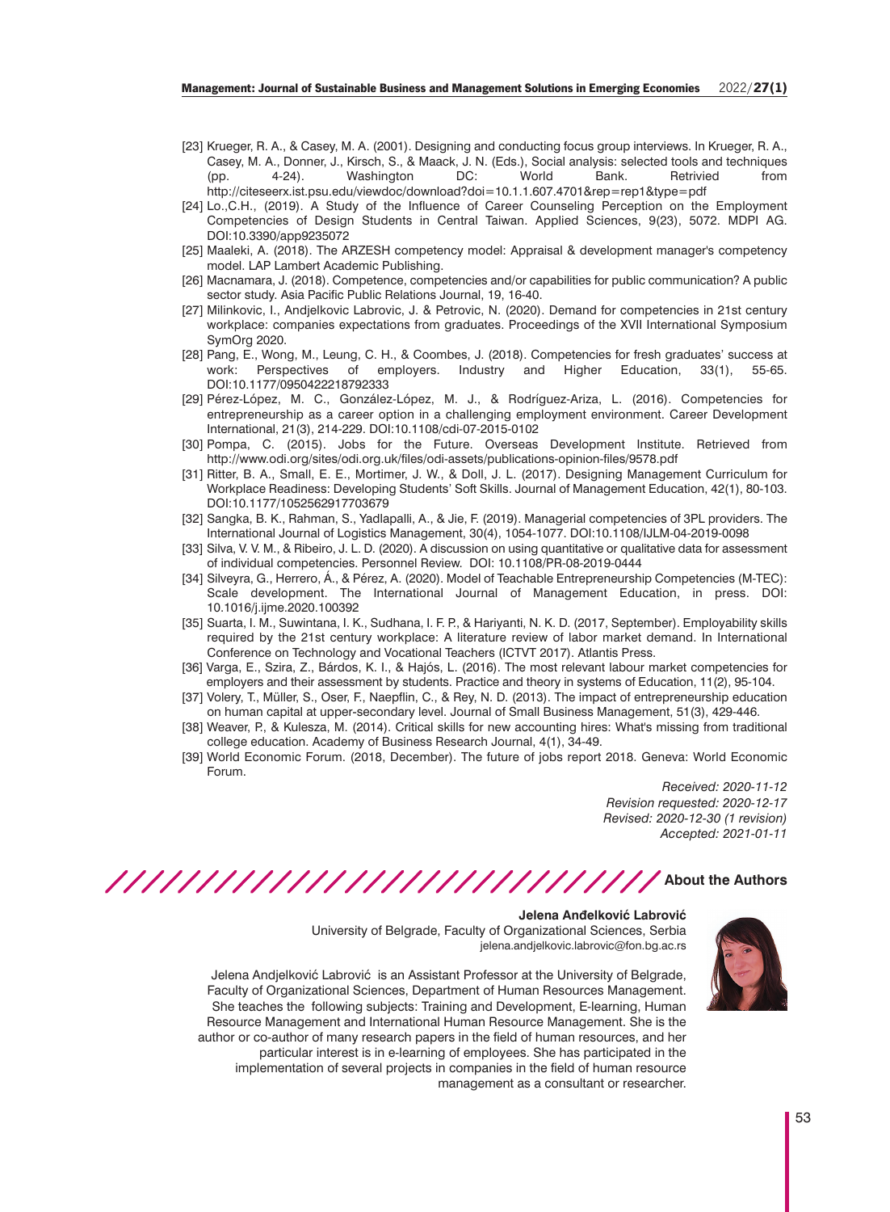[23] Krueger, R. A., & Casey, M. A. (2001). Designing and conducting focus group interviews. In Krueger, R. A., Casey, M. A., Donner, J., Kirsch, S., & Maack, J. N. (Eds.), Social analysis: selected tools and techniques (pp. 4-24). Washington DC: World Bank. Retrivied from http://citeseerx.ist.psu.edu/viewdoc/download?doi=10.1.1.607.4701&rep=rep1&type=pdf

[24] Lo.,C.H., (2019). A Study of the Influence of Career Counseling Perception on the Employment Competencies of Design Students in Central Taiwan. Applied Sciences, 9(23), 5072. MDPI AG. DOI:10.3390/app9235072

[25] Maaleki, A. (2018). The ARZESH competency model: Appraisal & development manager's competency model. LAP Lambert Academic Publishing.

[26] Macnamara, J. (2018). Competence, competencies and/or capabilities for public communication? A public sector study. Asia Pacific Public Relations Journal, 19, 16-40.

[27] Milinkovic, I., Andjelkovic Labrovic, J. & Petrovic, N. (2020). Demand for competencies in 21st century workplace: companies expectations from graduates. Proceedings of the XVII International Symposium SymOrg 2020.

[28] Pang, E., Wong, M., Leung, C. H., & Coombes, J. (2018). Competencies for fresh graduates' success at work: Perspectives of employers. Industry and Higher Education, 33(1), 55-65. DOI:10.1177/0950422218792333

[29] Pérez-López, M. C., González-López, M. J., & Rodríguez-Ariza, L. (2016). Competencies for entrepreneurship as a career option in a challenging employment environment. Career Development International, 21(3), 214-229. DOI:10.1108/cdi-07-2015-0102

[30] Pompa, C. (2015). Jobs for the Future. Overseas Development Institute. Retrieved from http://www.odi.org/sites/odi.org.uk/files/odi-assets/publications-opinion-files/9578.pdf

[31] Ritter, B. A., Small, E. E., Mortimer, J. W., & Doll, J. L. (2017). Designing Management Curriculum for Workplace Readiness: Developing Students' Soft Skills. Journal of Management Education, 42(1), 80-103. DOI:10.1177/1052562917703679

[32] Sangka, B. K., Rahman, S., Yadlapalli, A., & Jie, F. (2019). Managerial competencies of 3PL providers. The International Journal of Logistics Management, 30(4), 1054-1077. DOI:10.1108/IJLM-04-2019-0098

[33] Silva, V. V. M., & Ribeiro, J. L. D. (2020). A discussion on using quantitative or qualitative data for assessment of individual competencies. Personnel Review. DOI: 10.1108/PR-08-2019-0444

[34] Silveyra, G., Herrero, Á., & Pérez, A. (2020). Model of Teachable Entrepreneurship Competencies (M-TEC): Scale development. The International Journal of Management Education, in press. DOI: 10.1016/j.ijme.2020.100392

[35] Suarta, I. M., Suwintana, I. K., Sudhana, I. F. P., & Hariyanti, N. K. D. (2017, September). Employability skills required by the 21st century workplace: A literature review of labor market demand. In International Conference on Technology and Vocational Teachers (ICTVT 2017). Atlantis Press.

[36] Varga, E., Szira, Z., Bárdos, K. I., & Hajós, L. (2016). The most relevant labour market competencies for employers and their assessment by students. Practice and theory in systems of Education, 11(2), 95-104.

[37] Volery, T., Müller, S., Oser, F., Naepflin, C., & Rey, N. D. (2013). The impact of entrepreneurship education on human capital at upper-secondary level. Journal of Small Business Management, 51(3), 429-446.

[38] Weaver, P., & Kulesza, M. (2014). Critical skills for new accounting hires: What's missing from traditional college education. Academy of Business Research Journal, 4(1), 34-49.

[39] World Economic Forum. (2018, December). The future of jobs report 2018. Geneva: World Economic Forum.

*Received: 2020-11-12*
*Revision requested: 2020-12-17*
*Revised: 2020-12-30 (1 revision)*
*Accepted: 2021-01-11*

## About the Authors

**Jelena Anđelković Labrović**
University of Belgrade, Faculty of Organizational Sciences, Serbia
jelena.andjelkovic.labrovic@fon.bg.ac.rs

Jelena Andjelković Labrović is an Assistant Professor at the University of Belgrade, Faculty of Organizational Sciences, Department of Human Resources Management. She teaches the following subjects: Training and Development, E-learning, Human Resource Management and International Human Resource Management. She is the author or co-author of many research papers in the field of human resources, and her particular interest is in e-learning of employees. She has participated in the implementation of several projects in companies in the field of human resource management as a consultant or researcher.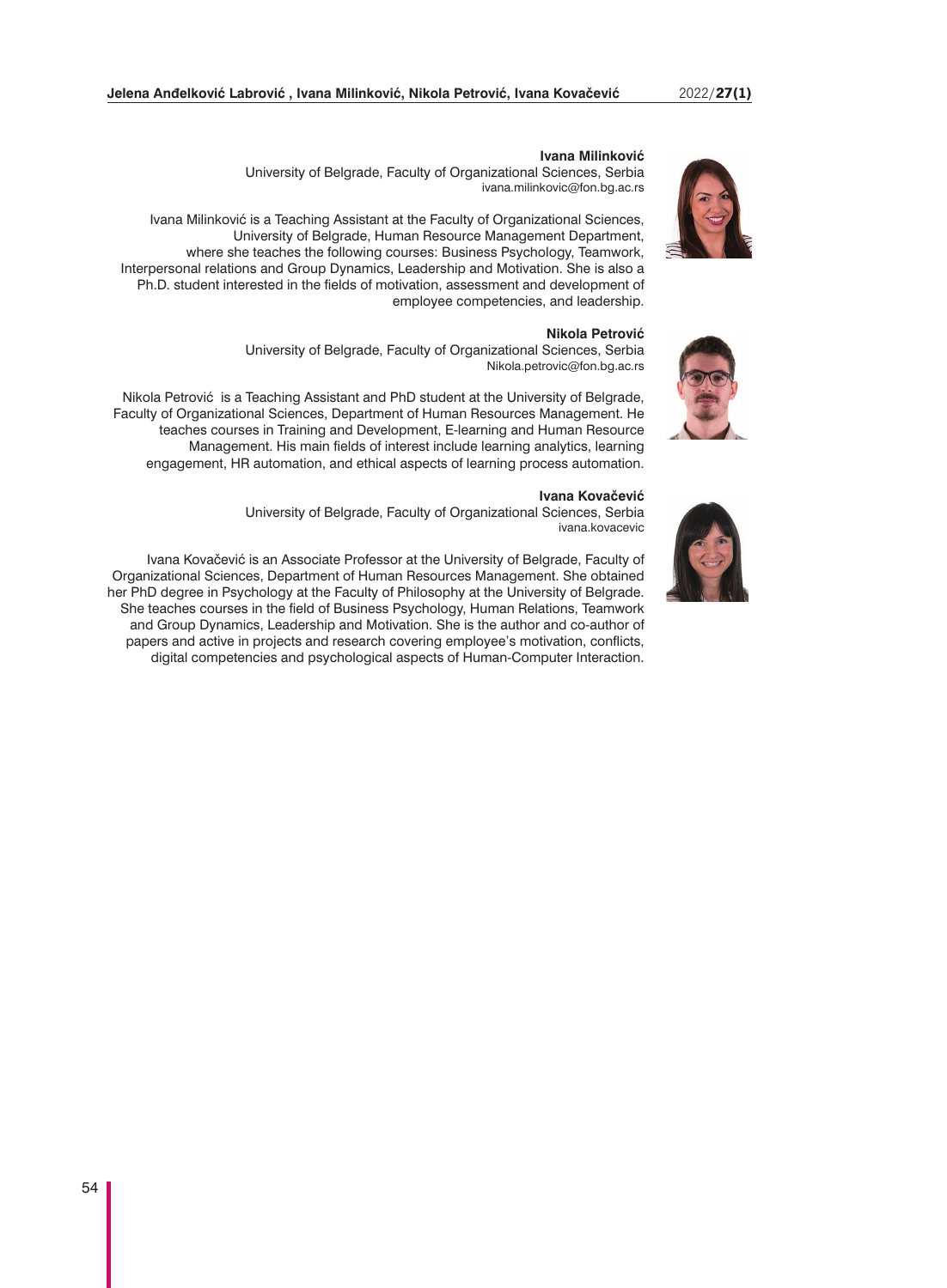**Ivana Milinković**

University of Belgrade, Faculty of Organizational Sciences, Serbia
ivana.milinkovic@fon.bg.ac.rs

Ivana Milinković is a Teaching Assistant at the Faculty of Organizational Sciences, University of Belgrade, Human Resource Management Department, where she teaches the following courses: Business Psychology, Teamwork, Interpersonal relations and Group Dynamics, Leadership and Motivation. She is also a Ph.D. student interested in the fields of motivation, assessment and development of employee competencies, and leadership.

**Nikola Petrović**

University of Belgrade, Faculty of Organizational Sciences, Serbia
Nikola.petrovic@fon.bg.ac.rs

Nikola Petrović is a Teaching Assistant and PhD student at the University of Belgrade, Faculty of Organizational Sciences, Department of Human Resources Management. He teaches courses in Training and Development, E-learning and Human Resource Management. His main fields of interest include learning analytics, learning engagement, HR automation, and ethical aspects of learning process automation.

**Ivana Kovačević**

University of Belgrade, Faculty of Organizational Sciences, Serbia
ivana.kovacevic

Ivana Kovačević is an Associate Professor at the University of Belgrade, Faculty of Organizational Sciences, Department of Human Resources Management. She obtained her PhD degree in Psychology at the Faculty of Philosophy at the University of Belgrade. She teaches courses in the field of Business Psychology, Human Relations, Teamwork and Group Dynamics, Leadership and Motivation. She is the author and co-author of papers and active in projects and research covering employee's motivation, conflicts, digital competencies and psychological aspects of Human-Computer Interaction.